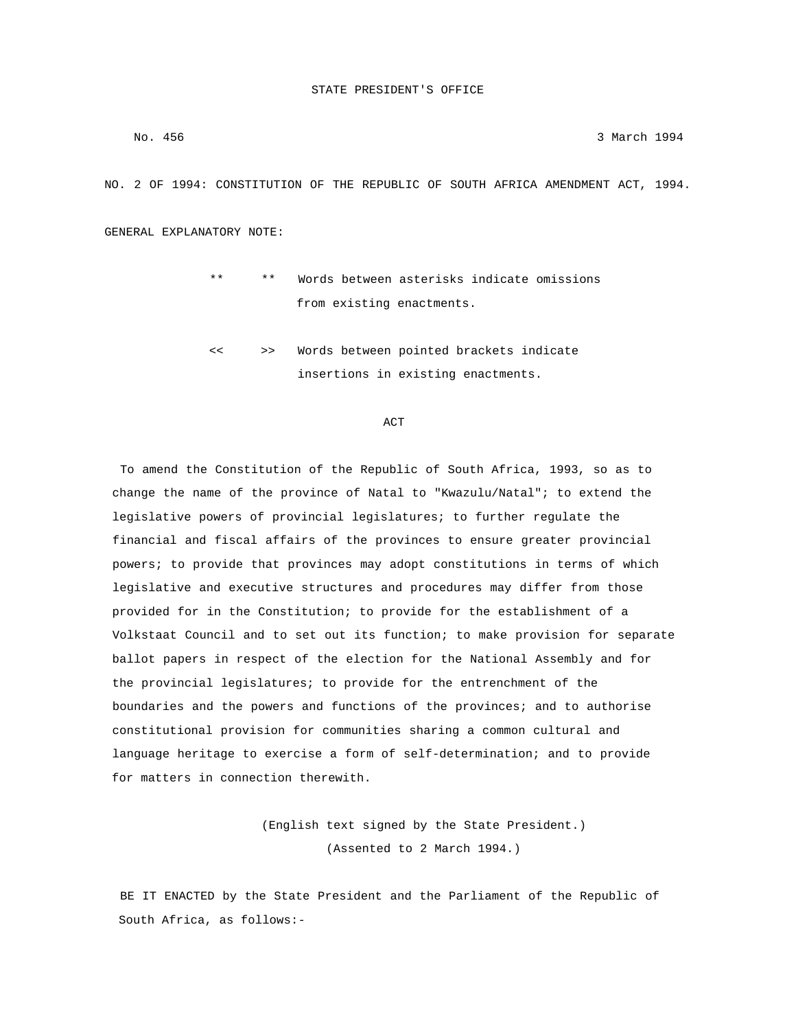STATE PRESIDENT'S OFFICE

No. 456 3 March 1994

NO. 2 OF 1994: CONSTITUTION OF THE REPUBLIC OF SOUTH AFRICA AMENDMENT ACT, 1994.

GENERAL EXPLANATORY NOTE:

** ** Words between asterisks indicate omissions from existing enactments.

<< >> Words between pointed brackets indicate insertions in existing enactments.

ACT

To amend the Constitution of the Republic of South Africa, 1993, so as to change the name of the province of Natal to "Kwazulu/Natal"; to extend the legislative powers of provincial legislatures; to further regulate the financial and fiscal affairs of the provinces to ensure greater provincial powers; to provide that provinces may adopt constitutions in terms of which legislative and executive structures and procedures may differ from those provided for in the Constitution; to provide for the establishment of a Volkstaat Council and to set out its function; to make provision for separate ballot papers in respect of the election for the National Assembly and for the provincial legislatures; to provide for the entrenchment of the boundaries and the powers and functions of the provinces; and to authorise constitutional provision for communities sharing a common cultural and language heritage to exercise a form of self-determination; and to provide for matters in connection therewith.

(English text signed by the State President.)
(Assented to 2 March 1994.)

BE IT ENACTED by the State President and the Parliament of the Republic of South Africa, as follows:-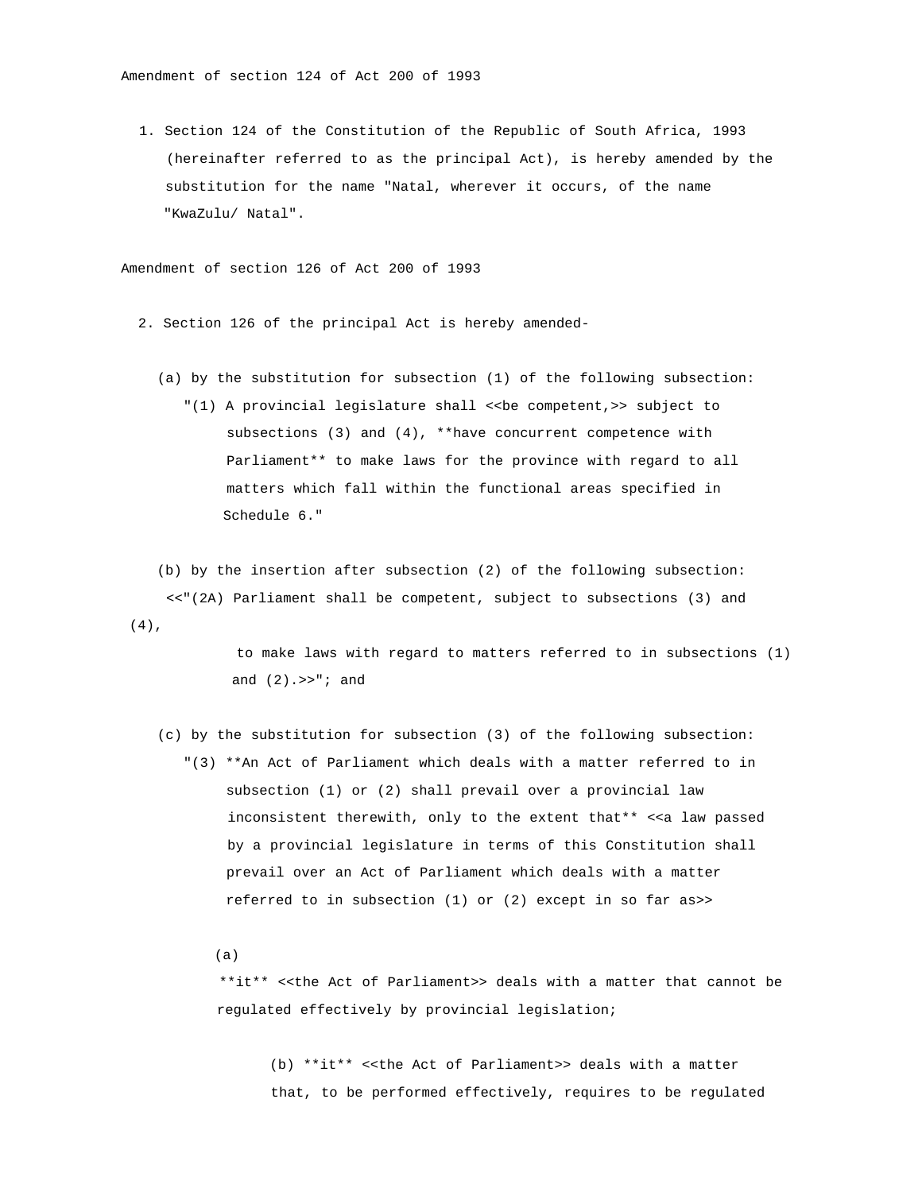Amendment of section 124 of Act 200 of 1993

1. Section 124 of the Constitution of the Republic of South Africa, 1993 (hereinafter referred to as the principal Act), is hereby amended by the substitution for the name "Natal, wherever it occurs, of the name "KwaZulu/ Natal".

Amendment of section 126 of Act 200 of 1993

2. Section 126 of the principal Act is hereby amended-

   (a) by the substitution for subsection (1) of the following subsection:
   "(1) A provincial legislature shall <<be competent,>> subject to subsections (3) and (4), **have concurrent competence with Parliament** to make laws for the province with regard to all matters which fall within the functional areas specified in Schedule 6."

   (b) by the insertion after subsection (2) of the following subsection:
   <<"(2A) Parliament shall be competent, subject to subsections (3) and (4), to make laws with regard to matters referred to in subsections (1) and (2).>>"; and

   (c) by the substitution for subsection (3) of the following subsection:
   "(3) **An Act of Parliament which deals with a matter referred to in subsection (1) or (2) shall prevail over a provincial law inconsistent therewith, only to the extent that** <<a law passed by a provincial legislature in terms of this Constitution shall prevail over an Act of Parliament which deals with a matter referred to in subsection (1) or (2) except in so far as>>

   (a) **it** <<the Act of Parliament>> deals with a matter that cannot be regulated effectively by provincial legislation;

   (b) **it** <<the Act of Parliament>> deals with a matter that, to be performed effectively, requires to be regulated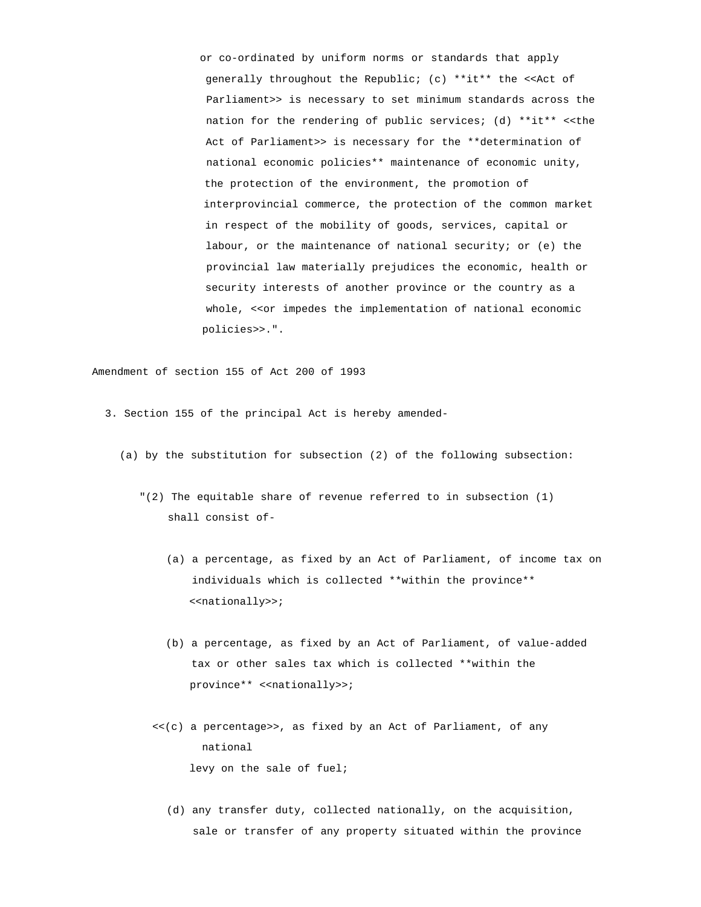or co-ordinated by uniform norms or standards that apply generally throughout the Republic; (c) **it** the <<Act of Parliament>> is necessary to set minimum standards across the nation for the rendering of public services; (d) **it** <<the Act of Parliament>> is necessary for the **determination of national economic policies** maintenance of economic unity, the protection of the environment, the promotion of interprovincial commerce, the protection of the common market in respect of the mobility of goods, services, capital or labour, or the maintenance of national security; or (e) the provincial law materially prejudices the economic, health or security interests of another province or the country as a whole, <<or impedes the implementation of national economic policies>>.".

Amendment of section 155 of Act 200 of 1993

3. Section 155 of the principal Act is hereby amended-

(a) by the substitution for subsection (2) of the following subsection:

"(2) The equitable share of revenue referred to in subsection (1) shall consist of-

(a) a percentage, as fixed by an Act of Parliament, of income tax on individuals which is collected **within the province** <<nationally>>;

(b) a percentage, as fixed by an Act of Parliament, of value-added tax or other sales tax which is collected **within the province** <<nationally>>;

<<(c) a percentage>>, as fixed by an Act of Parliament, of any national levy on the sale of fuel;

(d) any transfer duty, collected nationally, on the acquisition, sale or transfer of any property situated within the province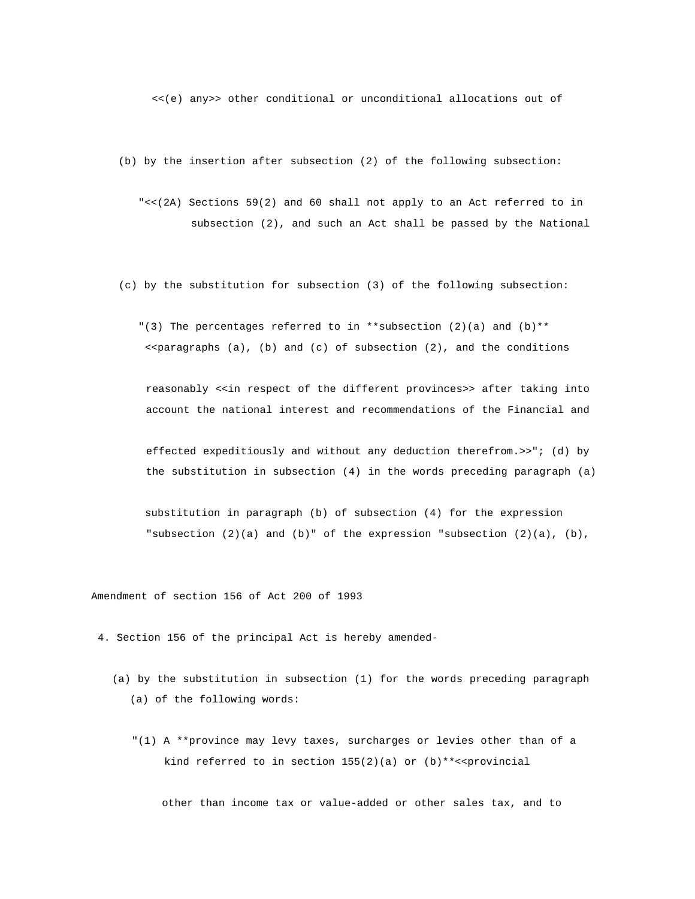<<(e) any>> other conditional or unconditional allocations out of

(b) by the insertion after subsection (2) of the following subsection:

"<<(2A) Sections 59(2) and 60 shall not apply to an Act referred to in subsection (2), and such an Act shall be passed by the National

(c) by the substitution for subsection (3) of the following subsection:

"(3) The percentages referred to in **subsection (2)(a) and (b)** <<paragraphs (a), (b) and (c) of subsection (2), and the conditions

reasonably <<in respect of the different provinces>> after taking into account the national interest and recommendations of the Financial and

effected expeditiously and without any deduction therefrom.>>"; (d) by the substitution in subsection (4) in the words preceding paragraph (a)

substitution in paragraph (b) of subsection (4) for the expression "subsection (2)(a) and (b)" of the expression "subsection (2)(a), (b),

Amendment of section 156 of Act 200 of 1993

4. Section 156 of the principal Act is hereby amended-

(a) by the substitution in subsection (1) for the words preceding paragraph (a) of the following words:

"(1) A **province may levy taxes, surcharges or levies other than of a kind referred to in section 155(2)(a) or (b)**<<provincial

other than income tax or value-added or other sales tax, and to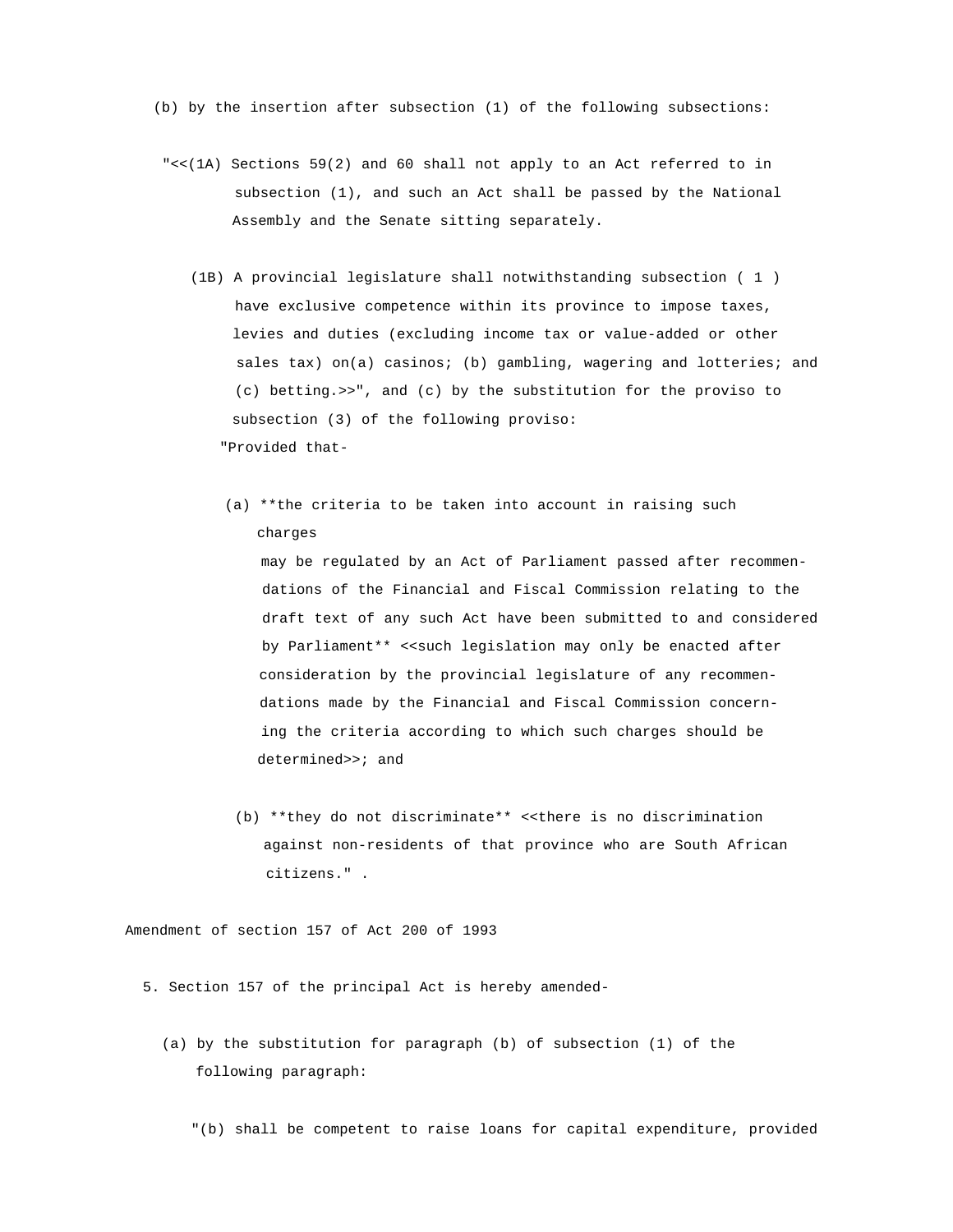(b) by the insertion after subsection (1) of the following subsections:

"<<(1A) Sections 59(2) and 60 shall not apply to an Act referred to in subsection (1), and such an Act shall be passed by the National Assembly and the Senate sitting separately.

(1B) A provincial legislature shall notwithstanding subsection ( 1 ) have exclusive competence within its province to impose taxes, levies and duties (excluding income tax or value-added or other sales tax) on(a) casinos; (b) gambling, wagering and lotteries; and (c) betting.>>", and (c) by the substitution for the proviso to subsection (3) of the following proviso:

"Provided that-

(a) **the criteria to be taken into account in raising such charges may be regulated by an Act of Parliament passed after recommendations of the Financial and Fiscal Commission relating to the draft text of any such Act have been submitted to and considered by Parliament** <<such legislation may only be enacted after consideration by the provincial legislature of any recommendations made by the Financial and Fiscal Commission concerning the criteria according to which such charges should be determined>>; and

(b) **they do not discriminate** <<there is no discrimination against non-residents of that province who are South African citizens." .

Amendment of section 157 of Act 200 of 1993

5. Section 157 of the principal Act is hereby amended-

(a) by the substitution for paragraph (b) of subsection (1) of the following paragraph:

"(b) shall be competent to raise loans for capital expenditure, provided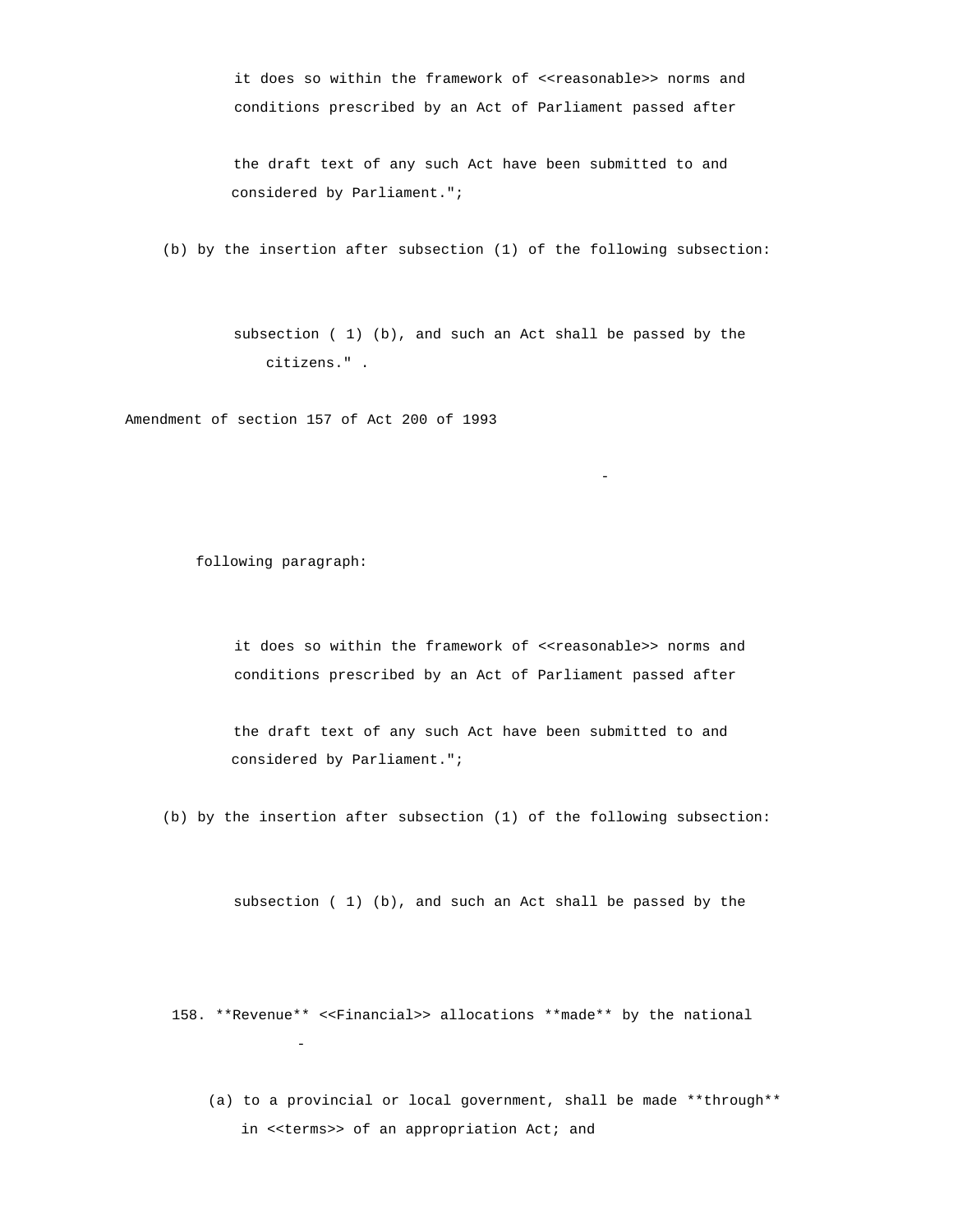it does so within the framework of <<reasonable>> norms and conditions prescribed by an Act of Parliament passed after

the draft text of any such Act have been submitted to and considered by Parliament.";

(b) by the insertion after subsection (1) of the following subsection:

subsection ( 1) (b), and such an Act shall be passed by the citizens." .

Amendment of section 157 of Act 200 of 1993

-

following paragraph:

it does so within the framework of <<reasonable>> norms and conditions prescribed by an Act of Parliament passed after

the draft text of any such Act have been submitted to and considered by Parliament.";

(b) by the insertion after subsection (1) of the following subsection:

subsection ( 1) (b), and such an Act shall be passed by the

158. **Revenue** <<Financial>> allocations **made** by the national

-

(a) to a provincial or local government, shall be made **through** in <<terms>> of an appropriation Act; and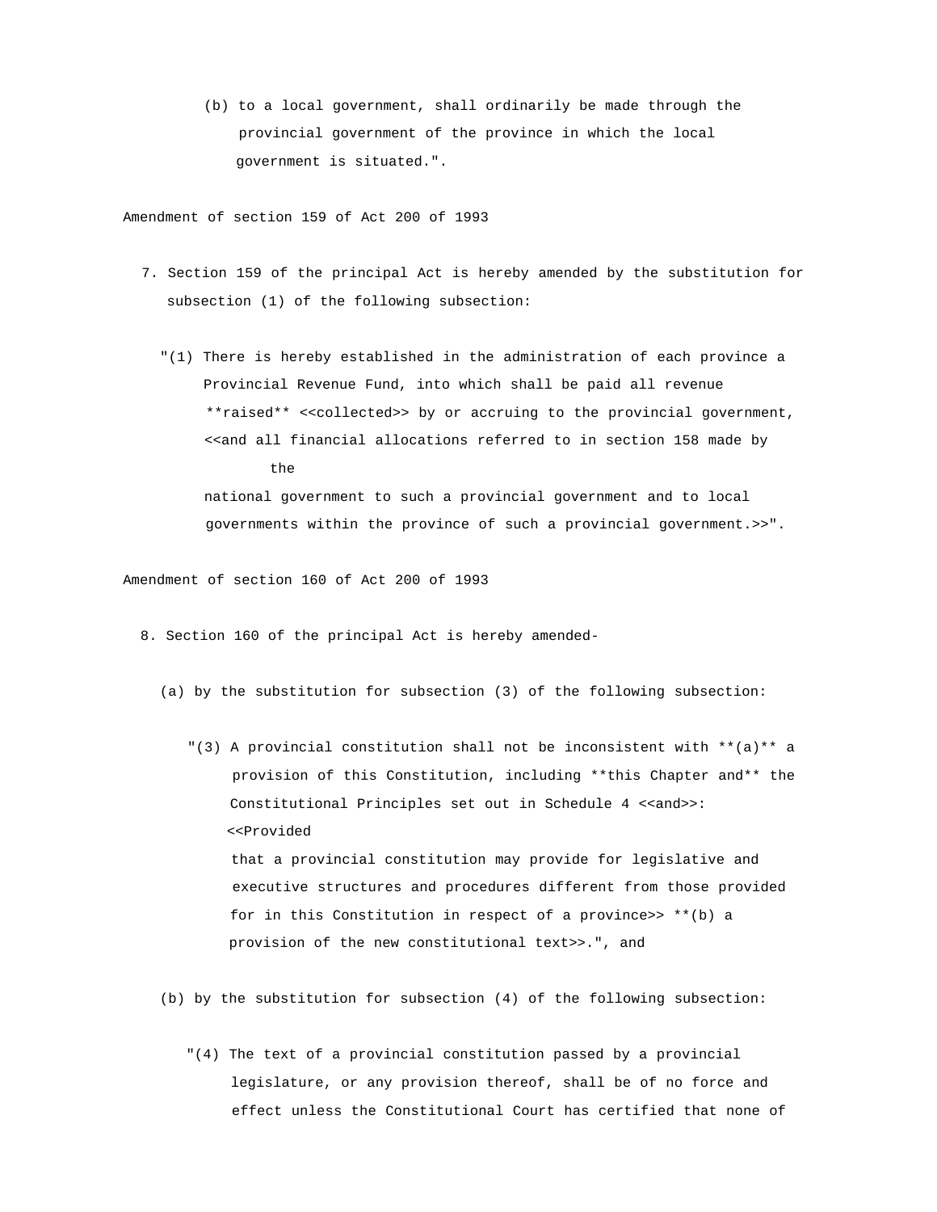(b) to a local government, shall ordinarily be made through the provincial government of the province in which the local government is situated.".

Amendment of section 159 of Act 200 of 1993

7. Section 159 of the principal Act is hereby amended by the substitution for subsection (1) of the following subsection:

"(1) There is hereby established in the administration of each province a Provincial Revenue Fund, into which shall be paid all revenue **raised** <<collected>> by or accruing to the provincial government, <<and all financial allocations referred to in section 158 made by the national government to such a provincial government and to local governments within the province of such a provincial government.>>".

Amendment of section 160 of Act 200 of 1993

8. Section 160 of the principal Act is hereby amended-

(a) by the substitution for subsection (3) of the following subsection:

"(3) A provincial constitution shall not be inconsistent with **(a)** a provision of this Constitution, including **this Chapter and** the Constitutional Principles set out in Schedule 4 <<and>>: <<Provided that a provincial constitution may provide for legislative and executive structures and procedures different from those provided for in this Constitution in respect of a province>> **(b) a provision of the new constitutional text>>.", and

(b) by the substitution for subsection (4) of the following subsection:

"(4) The text of a provincial constitution passed by a provincial legislature, or any provision thereof, shall be of no force and effect unless the Constitutional Court has certified that none of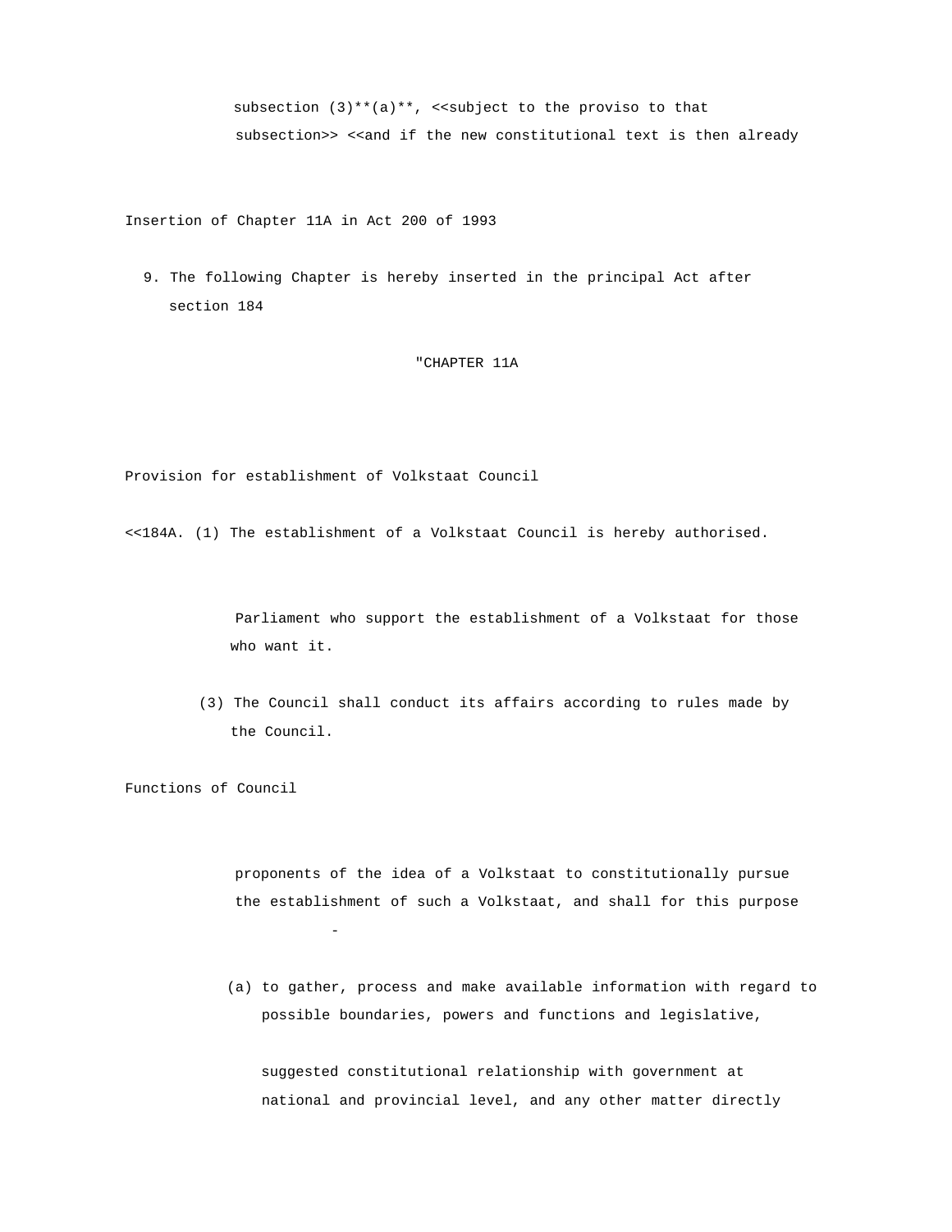subsection (3)**(a)**, <<subject to the proviso to that subsection>> <<and if the new constitutional text is then already

Insertion of Chapter 11A in Act 200 of 1993

9. The following Chapter is hereby inserted in the principal Act after section 184

"CHAPTER 11A

Provision for establishment of Volkstaat Council

<<184A. (1) The establishment of a Volkstaat Council is hereby authorised.

Parliament who support the establishment of a Volkstaat for those who want it.

(3) The Council shall conduct its affairs according to rules made by the Council.

Functions of Council

proponents of the idea of a Volkstaat to constitutionally pursue the establishment of such a Volkstaat, and shall for this purpose -

(a) to gather, process and make available information with regard to possible boundaries, powers and functions and legislative,

suggested constitutional relationship with government at national and provincial level, and any other matter directly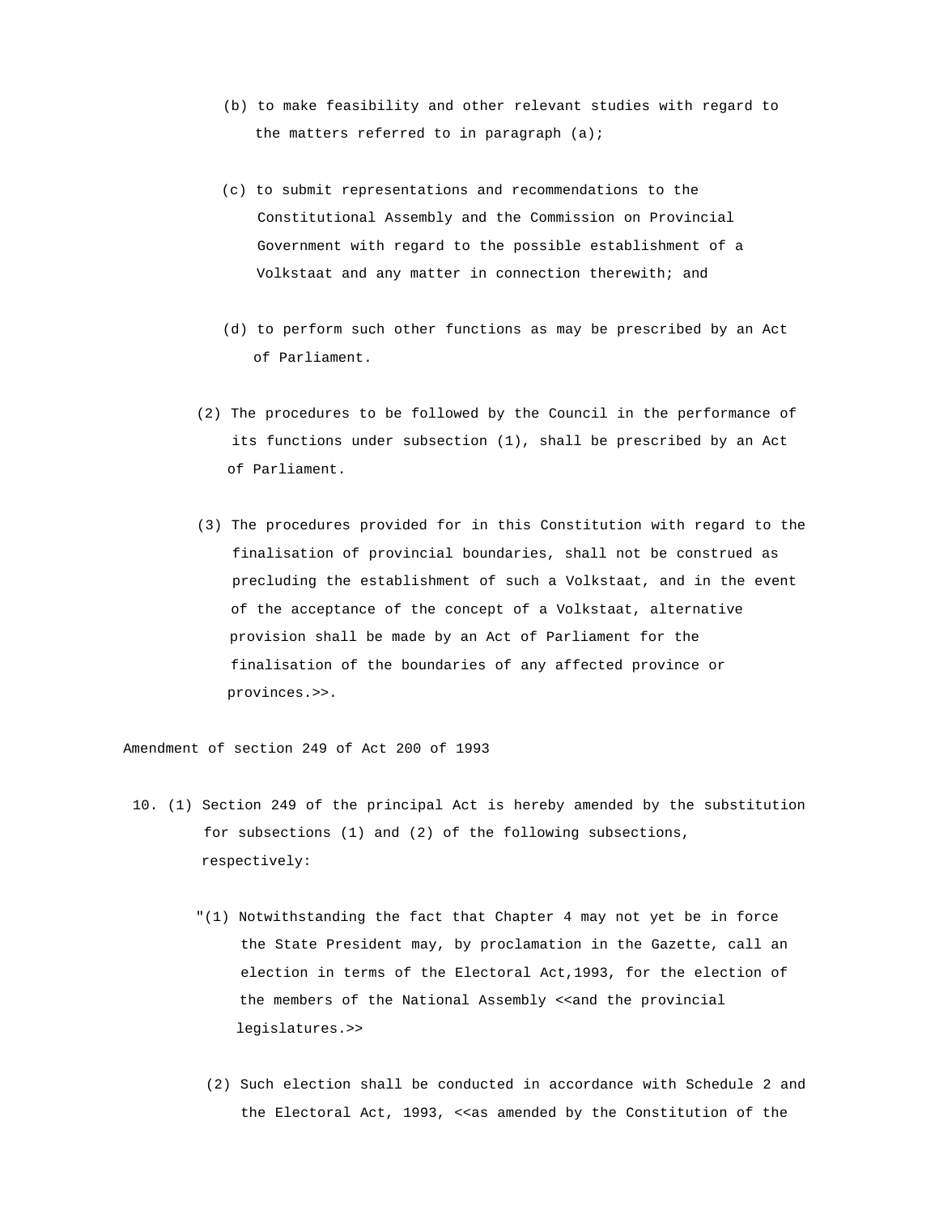(b) to make feasibility and other relevant studies with regard to the matters referred to in paragraph (a);

(c) to submit representations and recommendations to the Constitutional Assembly and the Commission on Provincial Government with regard to the possible establishment of a Volkstaat and any matter in connection therewith; and

(d) to perform such other functions as may be prescribed by an Act of Parliament.

(2) The procedures to be followed by the Council in the performance of its functions under subsection (1), shall be prescribed by an Act of Parliament.

(3) The procedures provided for in this Constitution with regard to the finalisation of provincial boundaries, shall not be construed as precluding the establishment of such a Volkstaat, and in the event of the acceptance of the concept of a Volkstaat, alternative provision shall be made by an Act of Parliament for the finalisation of the boundaries of any affected province or provinces.>>.

Amendment of section 249 of Act 200 of 1993

10. (1) Section 249 of the principal Act is hereby amended by the substitution for subsections (1) and (2) of the following subsections, respectively:

"(1) Notwithstanding the fact that Chapter 4 may not yet be in force the State President may, by proclamation in the Gazette, call an election in terms of the Electoral Act,1993, for the election of the members of the National Assembly <<and the provincial legislatures.>>

(2) Such election shall be conducted in accordance with Schedule 2 and the Electoral Act, 1993, <<as amended by the Constitution of the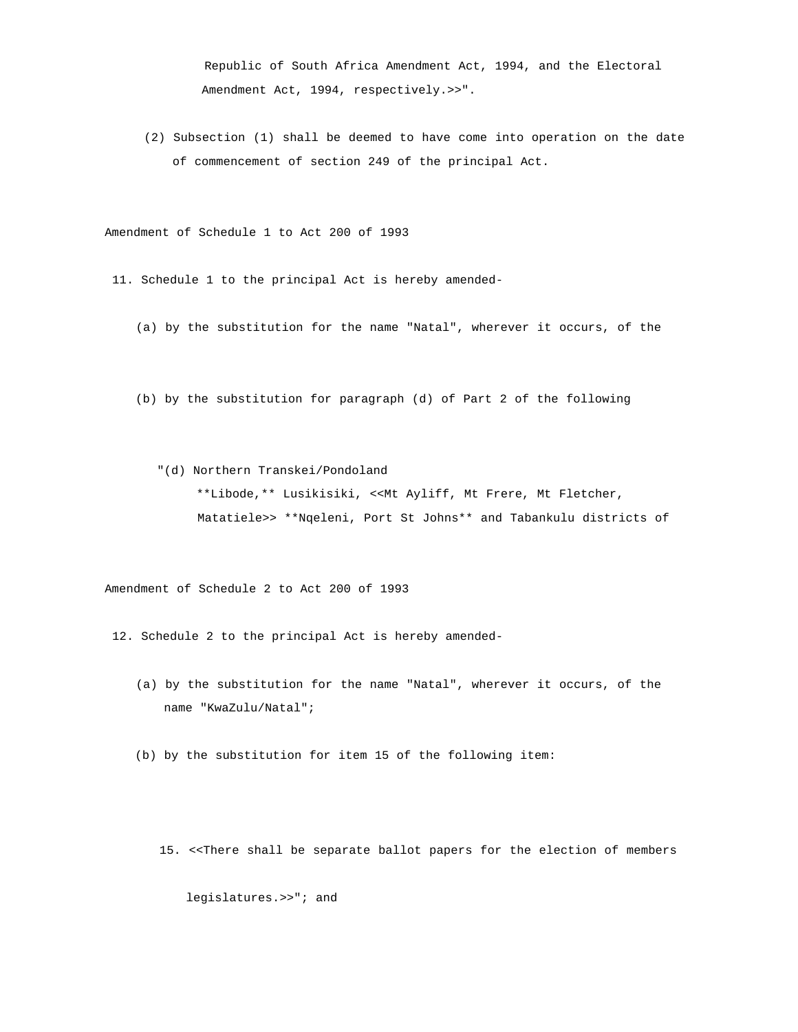Republic of South Africa Amendment Act, 1994, and the Electoral Amendment Act, 1994, respectively.>>".

(2) Subsection (1) shall be deemed to have come into operation on the date of commencement of section 249 of the principal Act.

Amendment of Schedule 1 to Act 200 of 1993

11. Schedule 1 to the principal Act is hereby amended-

(a) by the substitution for the name "Natal", wherever it occurs, of the

(b) by the substitution for paragraph (d) of Part 2 of the following

"(d) Northern Transkei/Pondoland
**Libode,** Lusikisiki, <<Mt Ayliff, Mt Frere, Mt Fletcher, Matatiele>> **Nqeleni, Port St Johns** and Tabankulu districts of

Amendment of Schedule 2 to Act 200 of 1993

12. Schedule 2 to the principal Act is hereby amended-

(a) by the substitution for the name "Natal", wherever it occurs, of the name "KwaZulu/Natal";

(b) by the substitution for item 15 of the following item:

15. <<There shall be separate ballot papers for the election of members

legislatures.>>"; and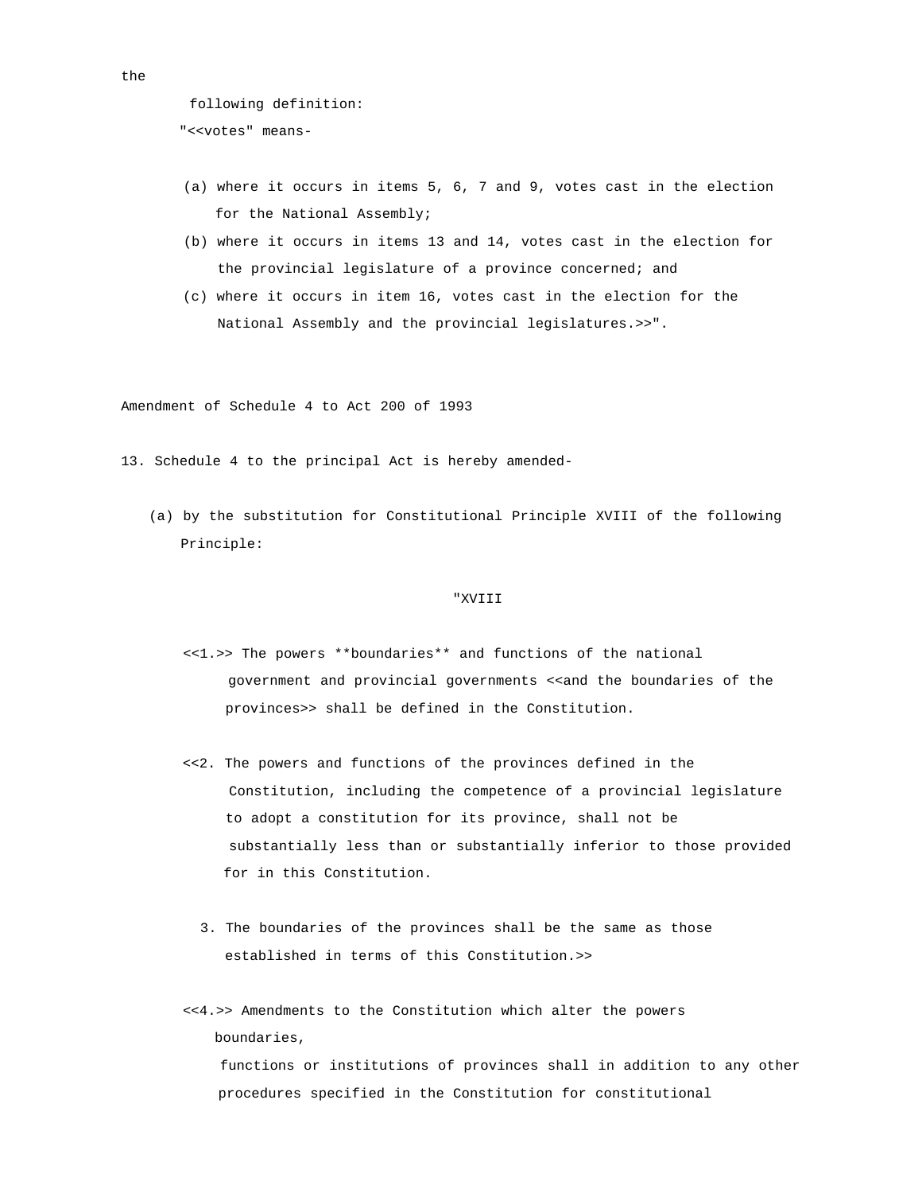the

following definition:

"<<votes" means-

(a) where it occurs in items 5, 6, 7 and 9, votes cast in the election for the National Assembly;

(b) where it occurs in items 13 and 14, votes cast in the election for the provincial legislature of a province concerned; and

(c) where it occurs in item 16, votes cast in the election for the National Assembly and the provincial legislatures.>>".

Amendment of Schedule 4 to Act 200 of 1993

13. Schedule 4 to the principal Act is hereby amended-

(a) by the substitution for Constitutional Principle XVIII of the following Principle:

"XVIII

<<1.>> The powers **boundaries** and functions of the national government and provincial governments <<and the boundaries of the provinces>> shall be defined in the Constitution.

<<2. The powers and functions of the provinces defined in the Constitution, including the competence of a provincial legislature to adopt a constitution for its province, shall not be substantially less than or substantially inferior to those provided for in this Constitution.

3. The boundaries of the provinces shall be the same as those established in terms of this Constitution.>>

<<4.>> Amendments to the Constitution which alter the powers boundaries,

functions or institutions of provinces shall in addition to any other procedures specified in the Constitution for constitutional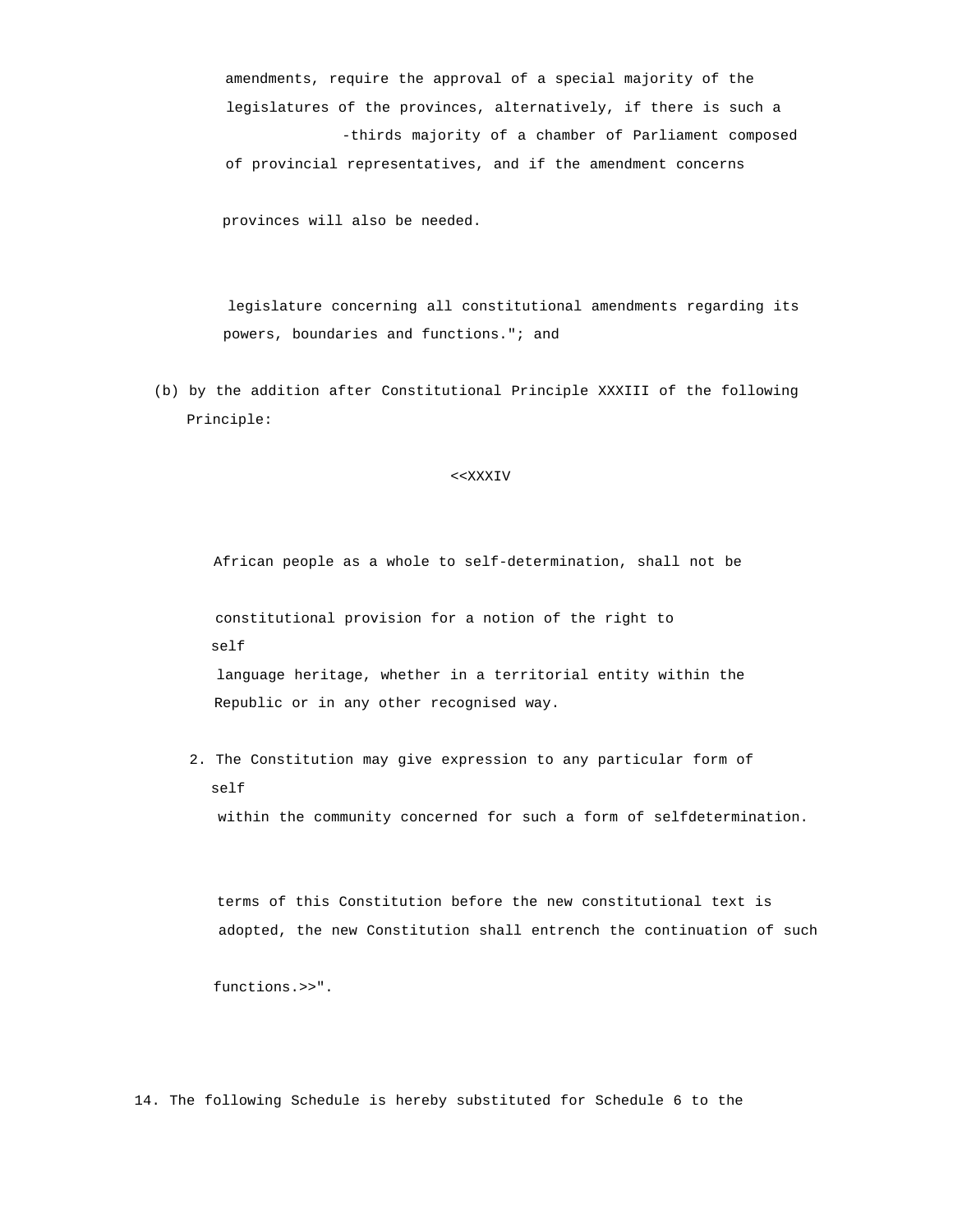amendments, require the approval of a special majority of the legislatures of the provinces, alternatively, if there is such a -thirds majority of a chamber of Parliament composed of provincial representatives, and if the amendment concerns

provinces will also be needed.

legislature concerning all constitutional amendments regarding its powers, boundaries and functions."; and

(b) by the addition after Constitutional Principle XXXIII of the following Principle:

<<XXXIV

African people as a whole to self-determination, shall not be

constitutional provision for a notion of the right to self

language heritage, whether in a territorial entity within the Republic or in any other recognised way.

2. The Constitution may give expression to any particular form of self

within the community concerned for such a form of selfdetermination.

terms of this Constitution before the new constitutional text is adopted, the new Constitution shall entrench the continuation of such

functions.>>".

14. The following Schedule is hereby substituted for Schedule 6 to the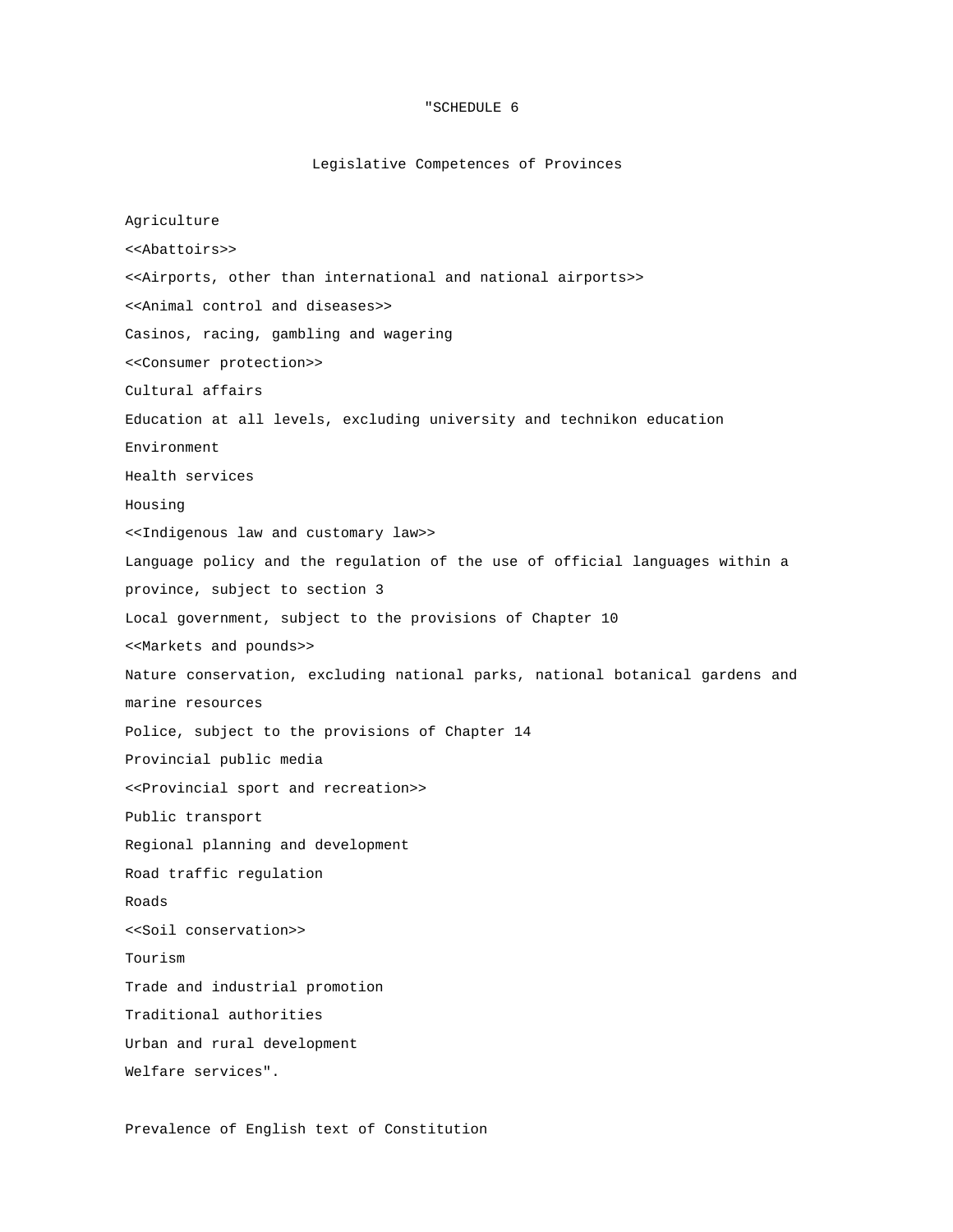"SCHEDULE 6

Legislative Competences of Provinces

Agriculture

<<Abattoirs>>

<<Airports, other than international and national airports>>

<<Animal control and diseases>>

Casinos, racing, gambling and wagering

<<Consumer protection>>

Cultural affairs

Education at all levels, excluding university and technikon education

Environment

Health services

Housing

<<Indigenous law and customary law>>

Language policy and the regulation of the use of official languages within a province, subject to section 3

Local government, subject to the provisions of Chapter 10

<<Markets and pounds>>

Nature conservation, excluding national parks, national botanical gardens and marine resources

Police, subject to the provisions of Chapter 14

Provincial public media

<<Provincial sport and recreation>>

Public transport

Regional planning and development

Road traffic regulation

Roads

<<Soil conservation>>

Tourism

Trade and industrial promotion

Traditional authorities

Urban and rural development

Welfare services".

Prevalence of English text of Constitution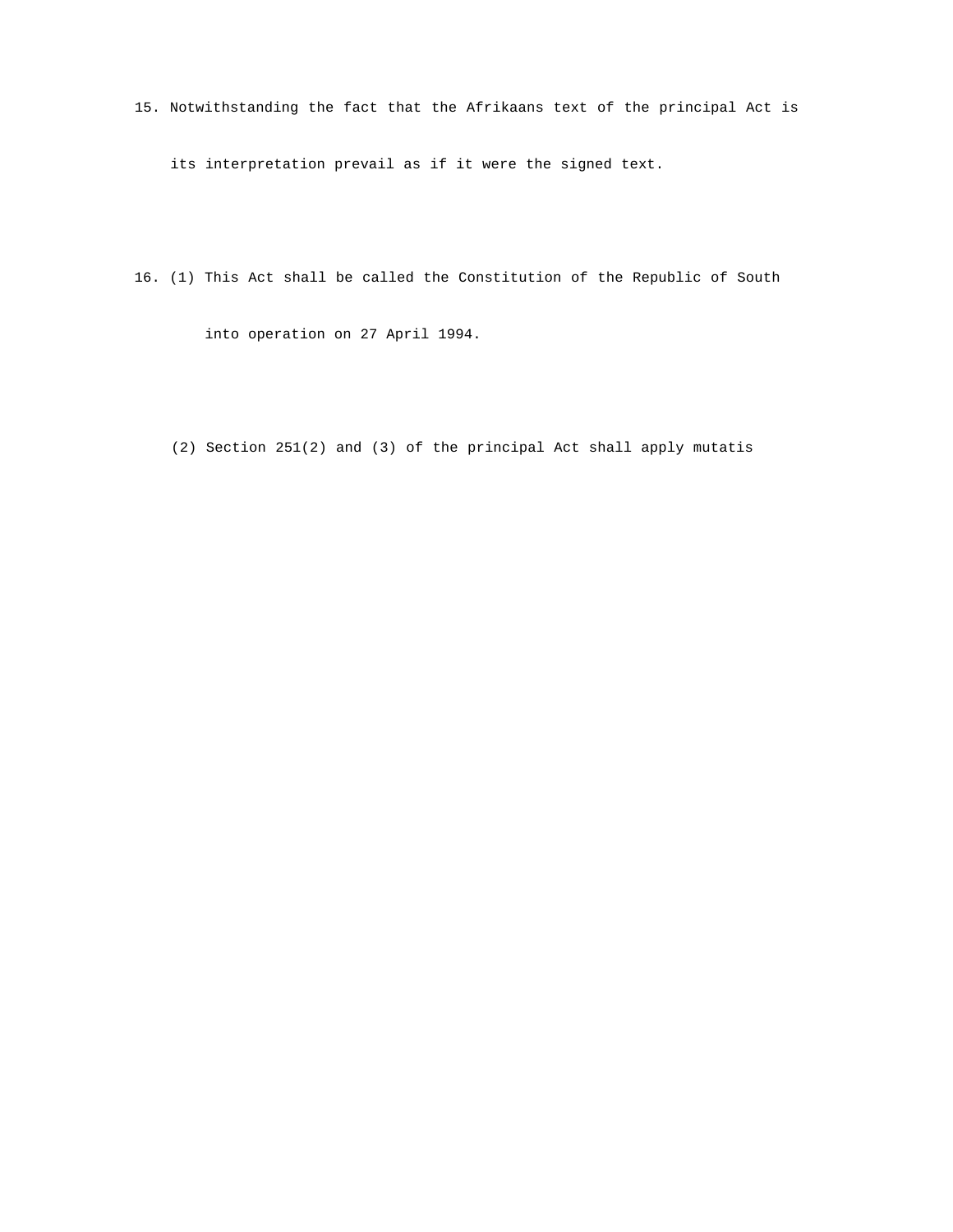15. Notwithstanding the fact that the Afrikaans text of the principal Act is

its interpretation prevail as if it were the signed text.

16. (1) This Act shall be called the Constitution of the Republic of South

into operation on 27 April 1994.

(2) Section 251(2) and (3) of the principal Act shall apply mutatis